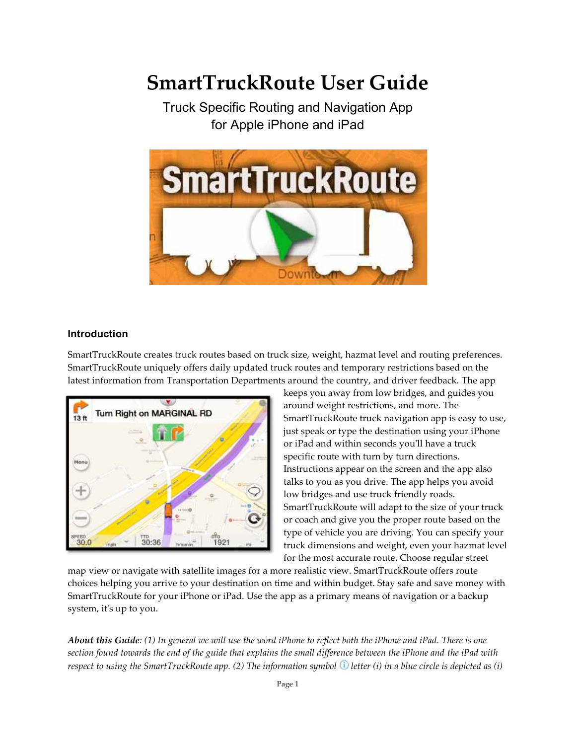# SmartTruckRoute User Guide

Truck Specific Routing and Navigation App
for Apple iPhone and iPad

## Introduction

SmartTruckRoute creates truck routes based on truck size, weight, hazmat level and routing preferences. SmartTruckRoute uniquely offers daily updated truck routes and temporary restrictions based on the latest information from Transportation Departments around the country, and driver feedback. The app keeps you away from low bridges, and guides you around weight restrictions, and more. The SmartTruckRoute truck navigation app is easy to use, just speak or type the destination using your iPhone or iPad and within seconds you'll have a truck specific route with turn by turn directions. Instructions appear on the screen and the app also talks to you as you drive. The app helps you avoid low bridges and use truck friendly roads. SmartTruckRoute will adapt to the size of your truck or coach and give you the proper route based on the type of vehicle you are driving. You can specify your truck dimensions and weight, even your hazmat level for the most accurate route. Choose regular street map view or navigate with satellite images for a more realistic view. SmartTruckRoute offers route choices helping you arrive to your destination on time and within budget. Stay safe and save money with SmartTruckRoute for your iPhone or iPad. Use the app as a primary means of navigation or a backup system, it's up to you.

***About this Guide**: (1) In general we will use the word iPhone to reflect both the iPhone and iPad. There is one section found towards the end of the guide that explains the small difference between the iPhone and the iPad with respect to using the SmartTruckRoute app. (2) The information symbol ⓘ letter (i) in a blue circle is depicted as (i)*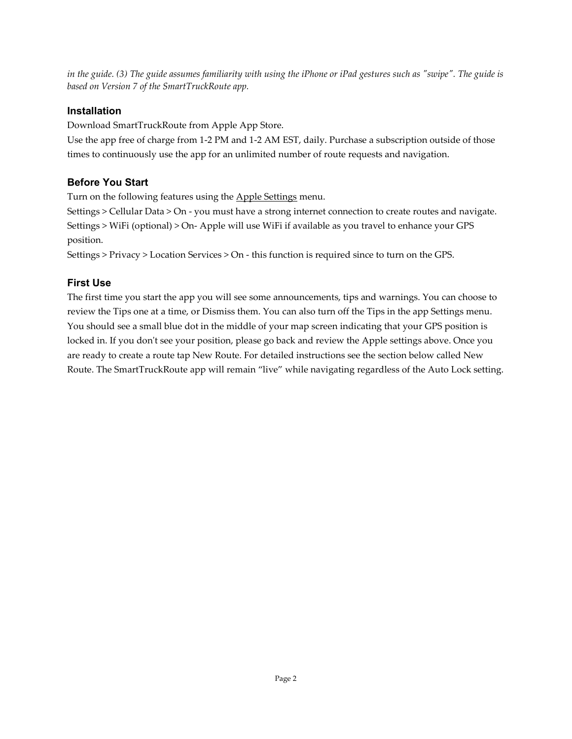*in the guide. (3) The guide assumes familiarity with using the iPhone or iPad gestures such as "swipe". The guide is based on Version 7 of the SmartTruckRoute app.*

## Installation

Download SmartTruckRoute from Apple App Store.
Use the app free of charge from 1-2 PM and 1-2 AM EST, daily. Purchase a subscription outside of those times to continuously use the app for an unlimited number of route requests and navigation.

## Before You Start

Turn on the following features using the Apple Settings menu.
Settings > Cellular Data > On - you must have a strong internet connection to create routes and navigate.
Settings > WiFi (optional) > On- Apple will use WiFi if available as you travel to enhance your GPS position.
Settings > Privacy > Location Services > On - this function is required since to turn on the GPS.

## First Use

The first time you start the app you will see some announcements, tips and warnings. You can choose to review the Tips one at a time, or Dismiss them. You can also turn off the Tips in the app Settings menu. You should see a small blue dot in the middle of your map screen indicating that your GPS position is locked in. If you don't see your position, please go back and review the Apple settings above. Once you are ready to create a route tap New Route. For detailed instructions see the section below called New Route. The SmartTruckRoute app will remain “live” while navigating regardless of the Auto Lock setting.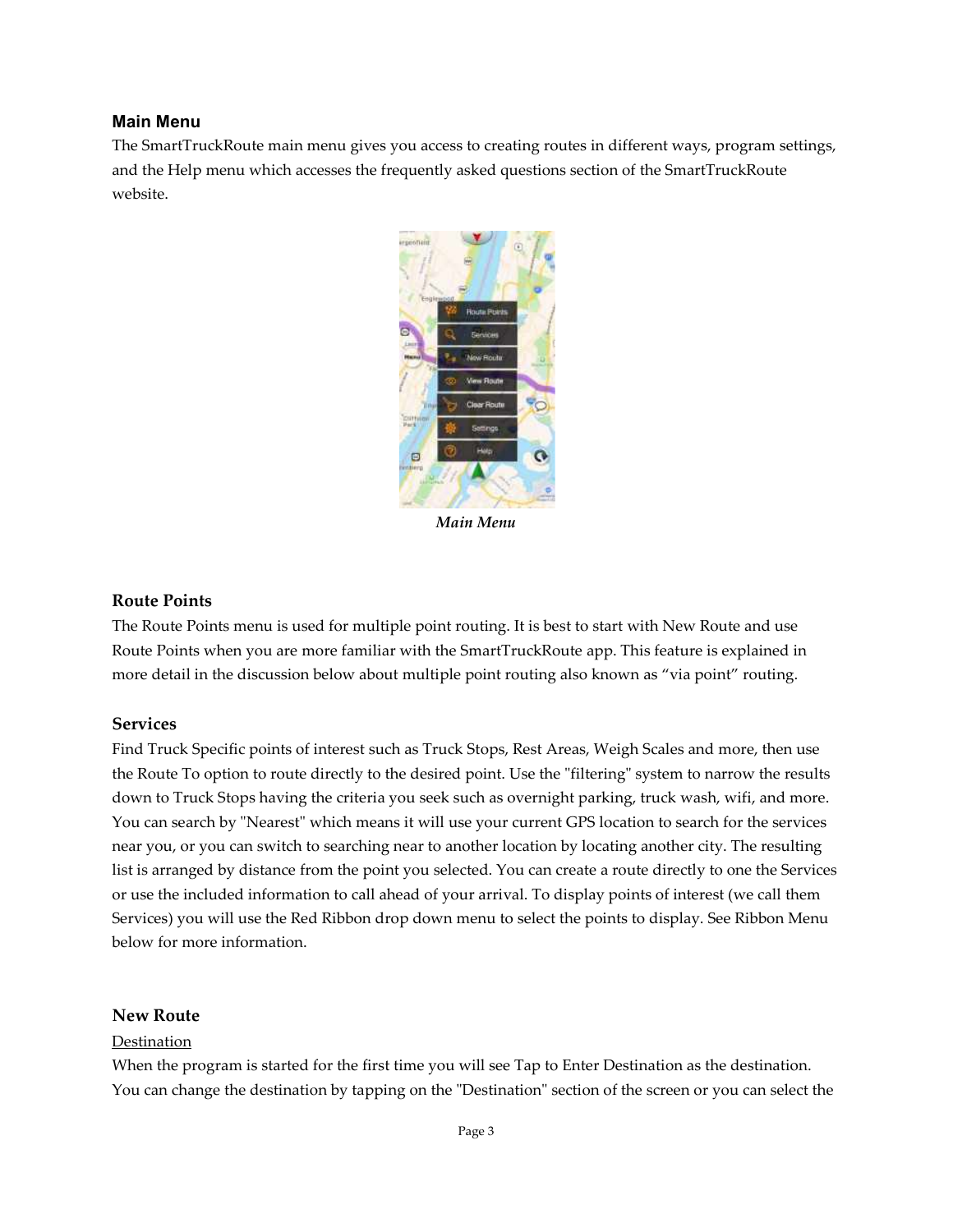## Main Menu

The SmartTruckRoute main menu gives you access to creating routes in different ways, program settings, and the Help menu which accesses the frequently asked questions section of the SmartTruckRoute website.

*Main Menu*

## Route Points

The Route Points menu is used for multiple point routing. It is best to start with New Route and use Route Points when you are more familiar with the SmartTruckRoute app. This feature is explained in more detail in the discussion below about multiple point routing also known as "via point" routing.

## Services

Find Truck Specific points of interest such as Truck Stops, Rest Areas, Weigh Scales and more, then use the Route To option to route directly to the desired point. Use the "filtering" system to narrow the results down to Truck Stops having the criteria you seek such as overnight parking, truck wash, wifi, and more. You can search by "Nearest" which means it will use your current GPS location to search for the services near you, or you can switch to searching near to another location by locating another city. The resulting list is arranged by distance from the point you selected. You can create a route directly to one the Services or use the included information to call ahead of your arrival. To display points of interest (we call them Services) you will use the Red Ribbon drop down menu to select the points to display. See Ribbon Menu below for more information.

## New Route

Destination

When the program is started for the first time you will see Tap to Enter Destination as the destination. You can change the destination by tapping on the "Destination" section of the screen or you can select the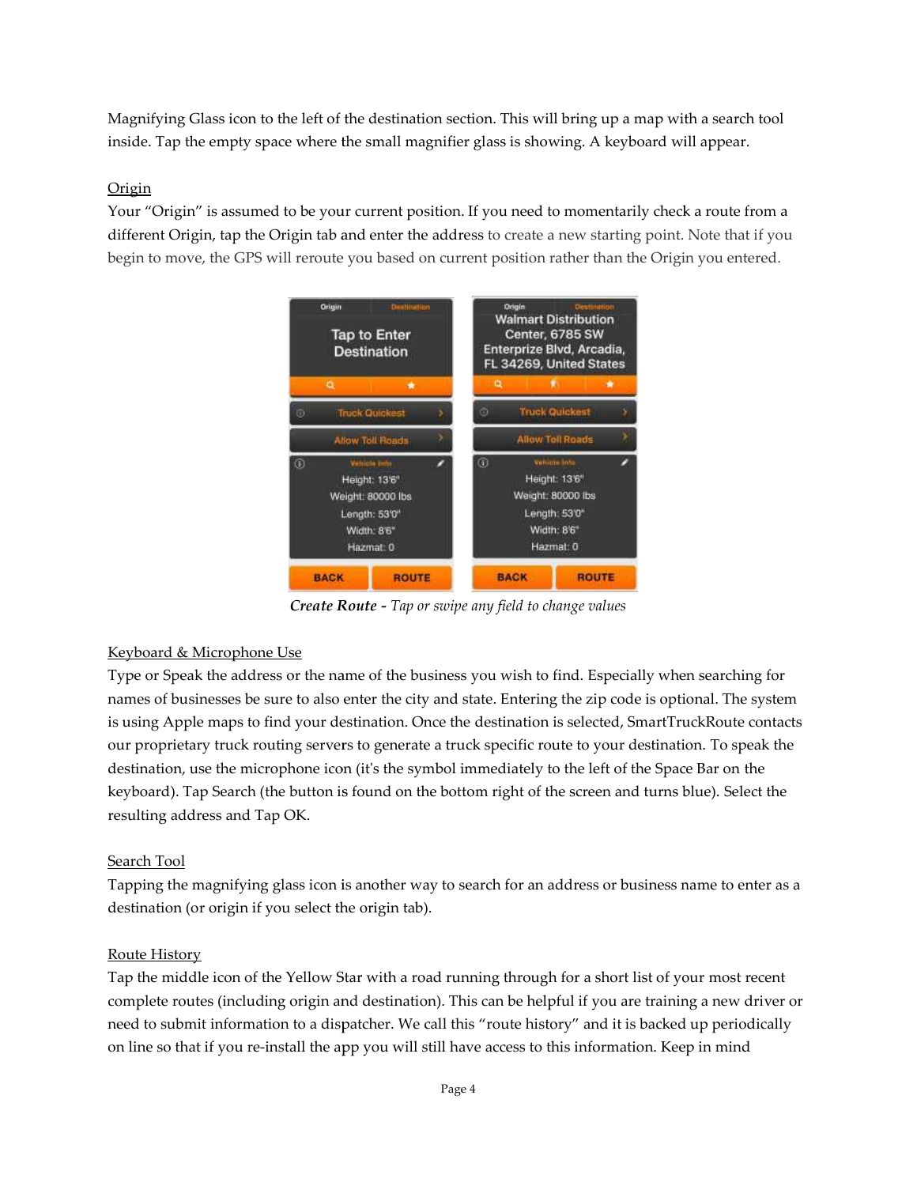Magnifying Glass icon to the left of the destination section. This will bring up a map with a search tool inside. Tap the empty space where the small magnifier glass is showing. A keyboard will appear.

Origin

Your "Origin" is assumed to be your current position. If you need to momentarily check a route from a different Origin, tap the Origin tab and enter the address to create a new starting point. Note that if you begin to move, the GPS will reroute you based on current position rather than the Origin you entered.

***Create Route*** *- Tap or swipe any field to change values*

Keyboard & Microphone Use

Type or Speak the address or the name of the business you wish to find. Especially when searching for names of businesses be sure to also enter the city and state. Entering the zip code is optional. The system is using Apple maps to find your destination. Once the destination is selected, SmartTruckRoute contacts our proprietary truck routing servers to generate a truck specific route to your destination. To speak the destination, use the microphone icon (it's the symbol immediately to the left of the Space Bar on the keyboard). Tap Search (the button is found on the bottom right of the screen and turns blue). Select the resulting address and Tap OK.

Search Tool

Tapping the magnifying glass icon is another way to search for an address or business name to enter as a destination (or origin if you select the origin tab).

Route History

Tap the middle icon of the Yellow Star with a road running through for a short list of your most recent complete routes (including origin and destination). This can be helpful if you are training a new driver or need to submit information to a dispatcher. We call this "route history" and it is backed up periodically on line so that if you re-install the app you will still have access to this information. Keep in mind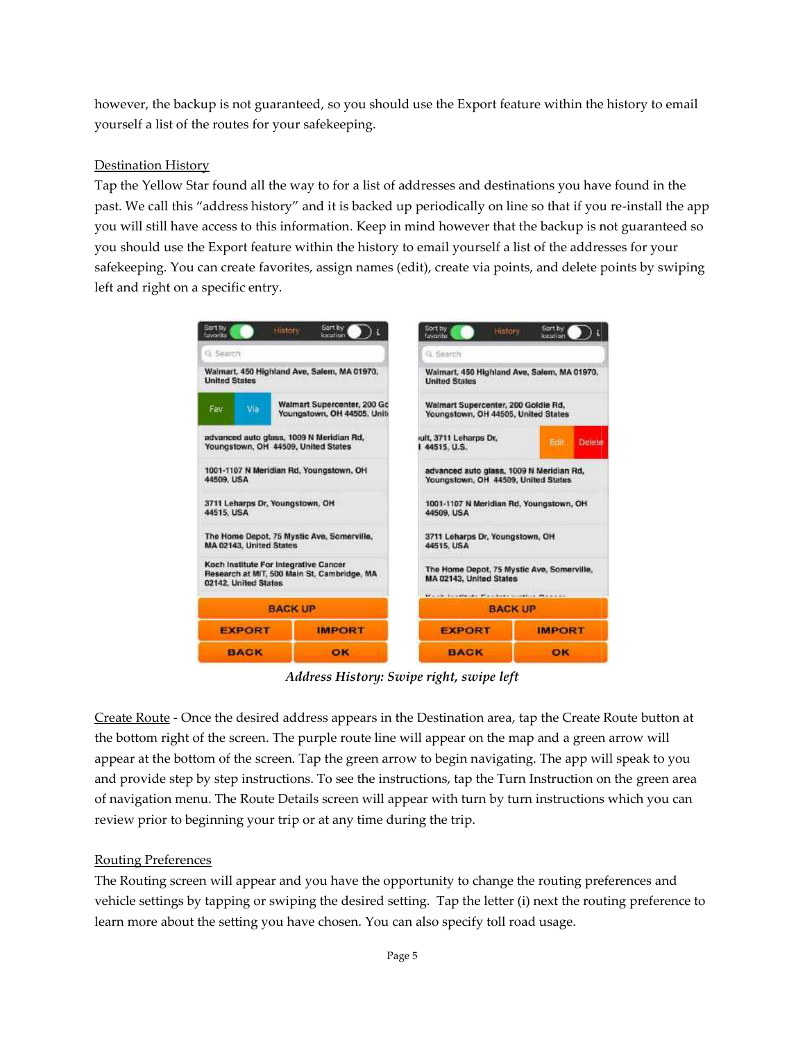however, the backup is not guaranteed, so you should use the Export feature within the history to email yourself a list of the routes for your safekeeping.

Destination History

Tap the Yellow Star found all the way to for a list of addresses and destinations you have found in the past. We call this "address history" and it is backed up periodically on line so that if you re-install the app you will still have access to this information. Keep in mind however that the backup is not guaranteed so you should use the Export feature within the history to email yourself a list of the addresses for your safekeeping. You can create favorites, assign names (edit), create via points, and delete points by swiping left and right on a specific entry.

*Address History: Swipe right, swipe left*

Create Route - Once the desired address appears in the Destination area, tap the Create Route button at the bottom right of the screen. The purple route line will appear on the map and a green arrow will appear at the bottom of the screen. Tap the green arrow to begin navigating. The app will speak to you and provide step by step instructions. To see the instructions, tap the Turn Instruction on the green area of navigation menu. The Route Details screen will appear with turn by turn instructions which you can review prior to beginning your trip or at any time during the trip.

Routing Preferences

The Routing screen will appear and you have the opportunity to change the routing preferences and vehicle settings by tapping or swiping the desired setting. Tap the letter (i) next the routing preference to learn more about the setting you have chosen. You can also specify toll road usage.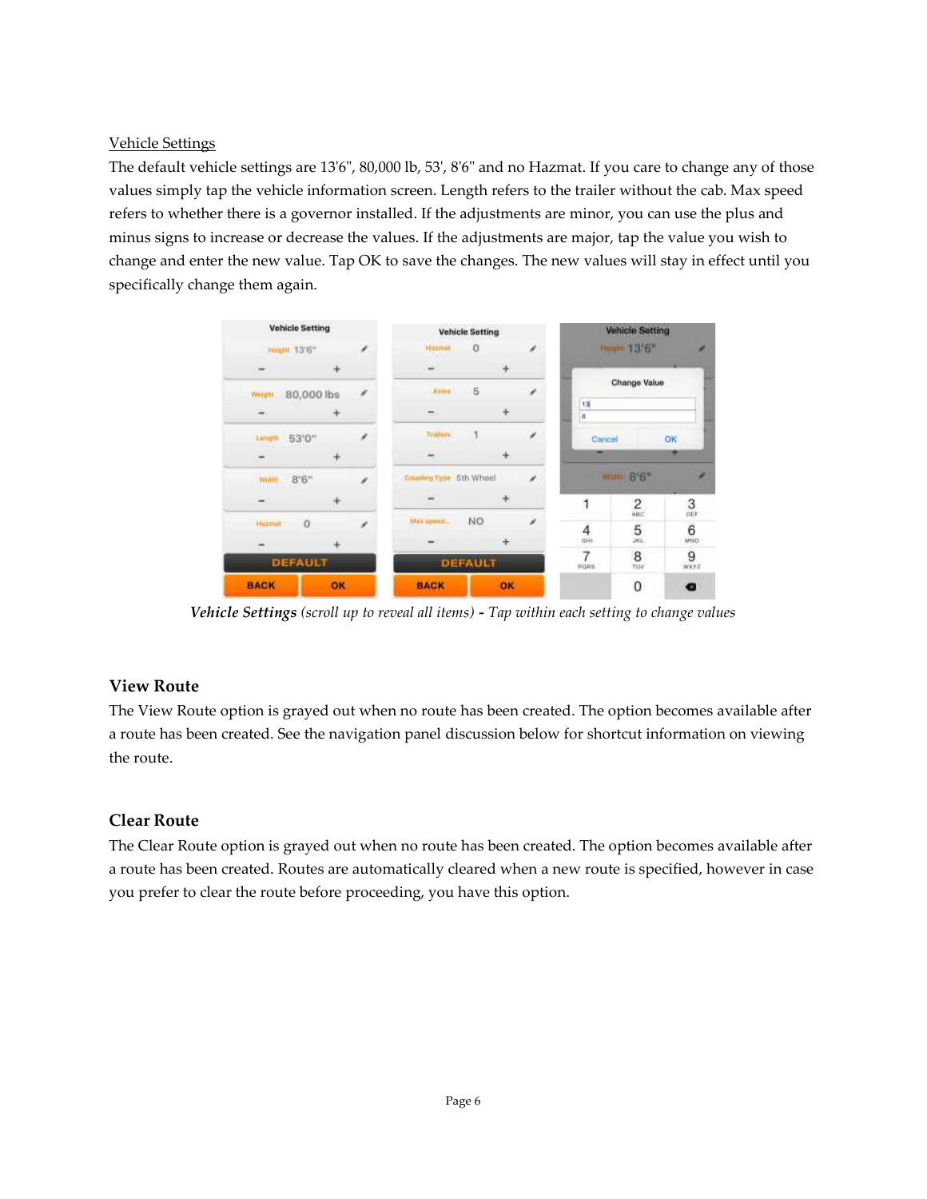Vehicle Settings

The default vehicle settings are 13'6", 80,000 lb, 53', 8'6" and no Hazmat. If you care to change any of those values simply tap the vehicle information screen. Length refers to the trailer without the cab. Max speed refers to whether there is a governor installed. If the adjustments are minor, you can use the plus and minus signs to increase or decrease the values. If the adjustments are major, tap the value you wish to change and enter the new value. Tap OK to save the changes. The new values will stay in effect until you specifically change them again.

***Vehicle Settings*** *(scroll up to reveal all items) - Tap within each setting to change values*

## View Route

The View Route option is grayed out when no route has been created. The option becomes available after a route has been created. See the navigation panel discussion below for shortcut information on viewing the route.

## Clear Route

The Clear Route option is grayed out when no route has been created. The option becomes available after a route has been created. Routes are automatically cleared when a new route is specified, however in case you prefer to clear the route before proceeding, you have this option.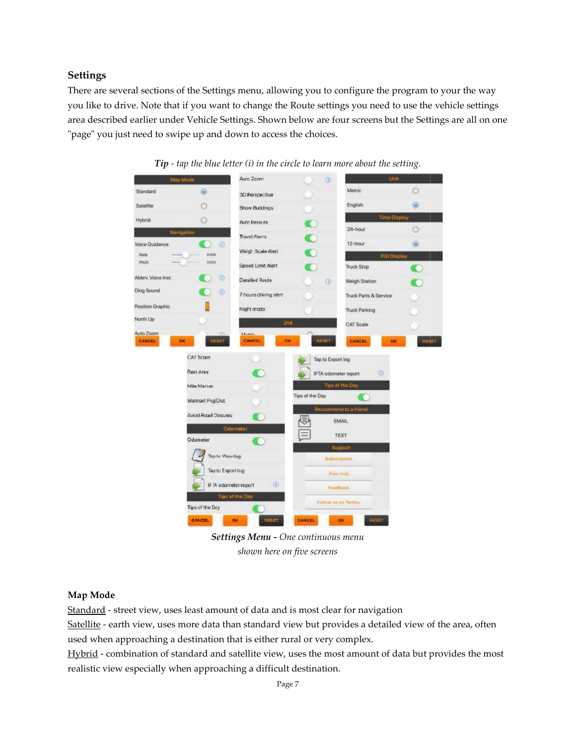## Settings

There are several sections of the Settings menu, allowing you to configure the program to your the way you like to drive. Note that if you want to change the Route settings you need to use the vehicle settings area described earlier under Vehicle Settings. Shown below are four screens but the Settings are all on one "page" you just need to swipe up and down to access the choices.

***Tip*** *- tap the blue letter (i) in the circle to learn more about the setting.*

***Settings Menu*** *- One continuous menu shown here on five screens*

## Map Mode

Standard - street view, uses least amount of data and is most clear for navigation

Satellite - earth view, uses more data than standard view but provides a detailed view of the area, often used when approaching a destination that is either rural or very complex.

Hybrid - combination of standard and satellite view, uses the most amount of data but provides the most realistic view especially when approaching a difficult destination.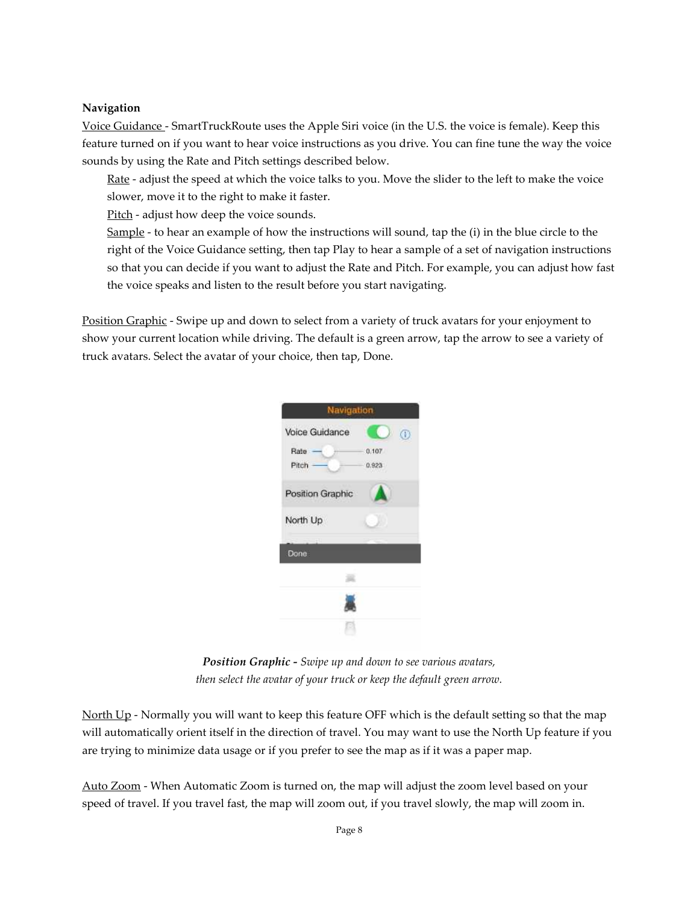**Navigation**

Voice Guidance - SmartTruckRoute uses the Apple Siri voice (in the U.S. the voice is female). Keep this feature turned on if you want to hear voice instructions as you drive. You can fine tune the way the voice sounds by using the Rate and Pitch settings described below.

Rate - adjust the speed at which the voice talks to you. Move the slider to the left to make the voice slower, move it to the right to make it faster.

Pitch - adjust how deep the voice sounds.

Sample - to hear an example of how the instructions will sound, tap the (i) in the blue circle to the right of the Voice Guidance setting, then tap Play to hear a sample of a set of navigation instructions so that you can decide if you want to adjust the Rate and Pitch. For example, you can adjust how fast the voice speaks and listen to the result before you start navigating.

Position Graphic - Swipe up and down to select from a variety of truck avatars for your enjoyment to show your current location while driving. The default is a green arrow, tap the arrow to see a variety of truck avatars. Select the avatar of your choice, then tap, Done.

***Position Graphic*** *- Swipe up and down to see various avatars, then select the avatar of your truck or keep the default green arrow.*

North Up - Normally you will want to keep this feature OFF which is the default setting so that the map will automatically orient itself in the direction of travel. You may want to use the North Up feature if you are trying to minimize data usage or if you prefer to see the map as if it was a paper map.

Auto Zoom - When Automatic Zoom is turned on, the map will adjust the zoom level based on your speed of travel. If you travel fast, the map will zoom out, if you travel slowly, the map will zoom in.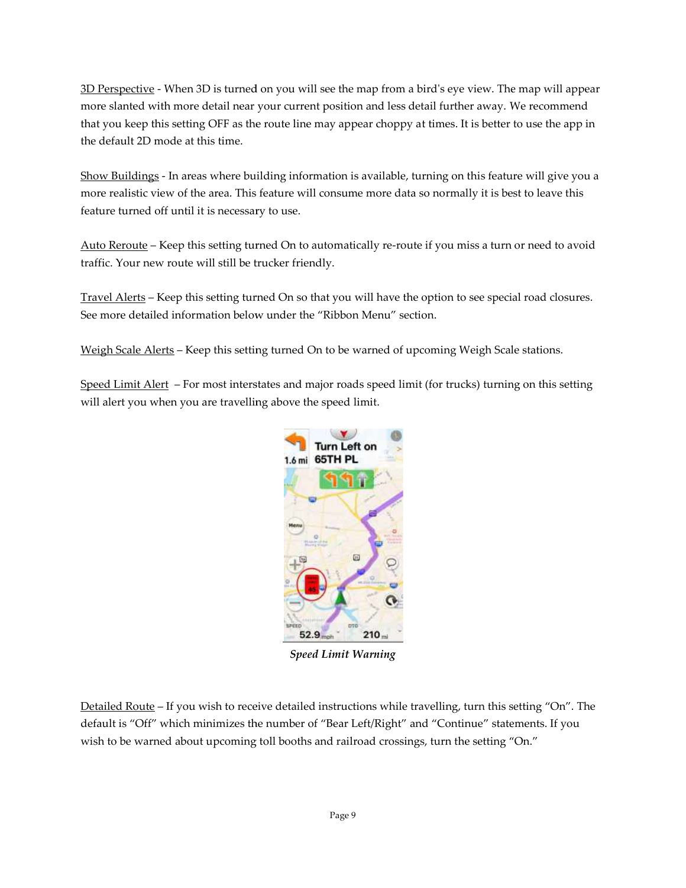3D Perspective - When 3D is turned on you will see the map from a bird's eye view. The map will appear more slanted with more detail near your current position and less detail further away. We recommend that you keep this setting OFF as the route line may appear choppy at times. It is better to use the app in the default 2D mode at this time.

Show Buildings - In areas where building information is available, turning on this feature will give you a more realistic view of the area. This feature will consume more data so normally it is best to leave this feature turned off until it is necessary to use.

Auto Reroute – Keep this setting turned On to automatically re-route if you miss a turn or need to avoid traffic. Your new route will still be trucker friendly.

Travel Alerts – Keep this setting turned On so that you will have the option to see special road closures. See more detailed information below under the "Ribbon Menu" section.

Weigh Scale Alerts – Keep this setting turned On to be warned of upcoming Weigh Scale stations.

Speed Limit Alert – For most interstates and major roads speed limit (for trucks) turning on this setting will alert you when you are travelling above the speed limit.

*Speed Limit Warning*

Detailed Route – If you wish to receive detailed instructions while travelling, turn this setting "On". The default is "Off" which minimizes the number of "Bear Left/Right" and "Continue" statements. If you wish to be warned about upcoming toll booths and railroad crossings, turn the setting "On."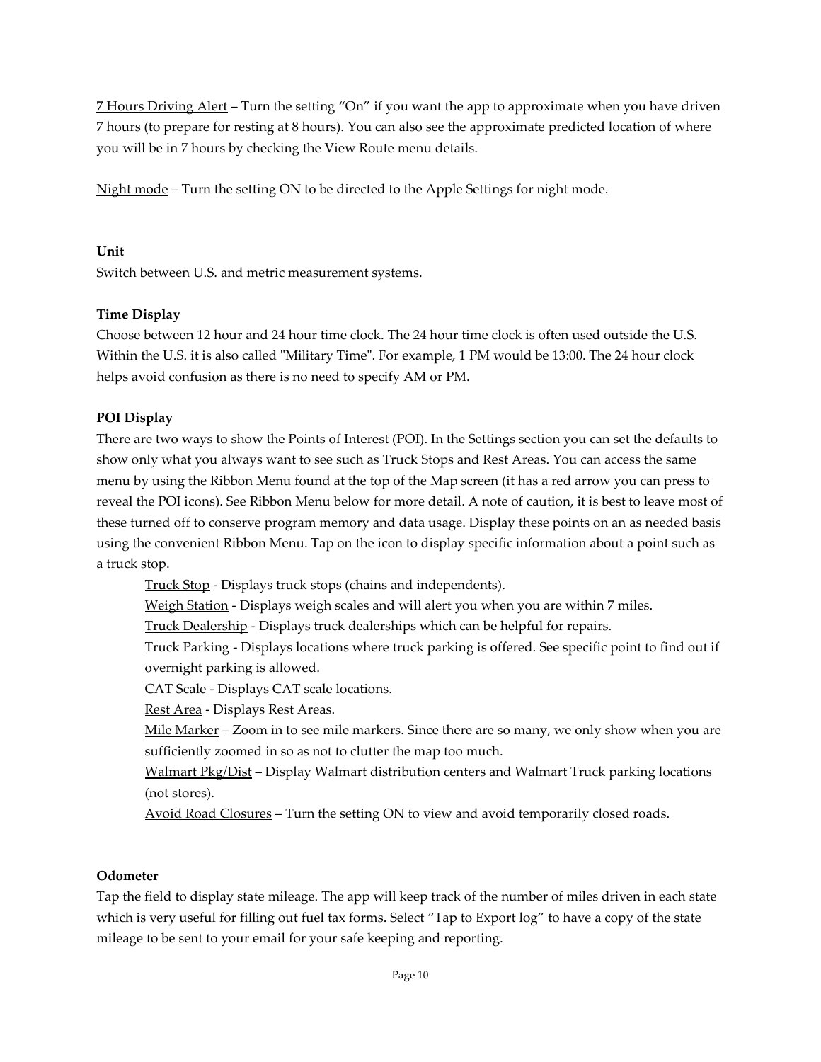7 Hours Driving Alert – Turn the setting "On" if you want the app to approximate when you have driven 7 hours (to prepare for resting at 8 hours). You can also see the approximate predicted location of where you will be in 7 hours by checking the View Route menu details.

Night mode – Turn the setting ON to be directed to the Apple Settings for night mode.

**Unit**

Switch between U.S. and metric measurement systems.

**Time Display**

Choose between 12 hour and 24 hour time clock. The 24 hour time clock is often used outside the U.S. Within the U.S. it is also called "Military Time". For example, 1 PM would be 13:00. The 24 hour clock helps avoid confusion as there is no need to specify AM or PM.

**POI Display**

There are two ways to show the Points of Interest (POI). In the Settings section you can set the defaults to show only what you always want to see such as Truck Stops and Rest Areas. You can access the same menu by using the Ribbon Menu found at the top of the Map screen (it has a red arrow you can press to reveal the POI icons). See Ribbon Menu below for more detail. A note of caution, it is best to leave most of these turned off to conserve program memory and data usage. Display these points on an as needed basis using the convenient Ribbon Menu. Tap on the icon to display specific information about a point such as a truck stop.

- Truck Stop - Displays truck stops (chains and independents).
- Weigh Station - Displays weigh scales and will alert you when you are within 7 miles.
- Truck Dealership - Displays truck dealerships which can be helpful for repairs.
- Truck Parking - Displays locations where truck parking is offered. See specific point to find out if overnight parking is allowed.
- CAT Scale - Displays CAT scale locations.
- Rest Area - Displays Rest Areas.
- Mile Marker – Zoom in to see mile markers. Since there are so many, we only show when you are sufficiently zoomed in so as not to clutter the map too much.
- Walmart Pkg/Dist – Display Walmart distribution centers and Walmart Truck parking locations (not stores).
- Avoid Road Closures – Turn the setting ON to view and avoid temporarily closed roads.

**Odometer**

Tap the field to display state mileage. The app will keep track of the number of miles driven in each state which is very useful for filling out fuel tax forms. Select "Tap to Export log" to have a copy of the state mileage to be sent to your email for your safe keeping and reporting.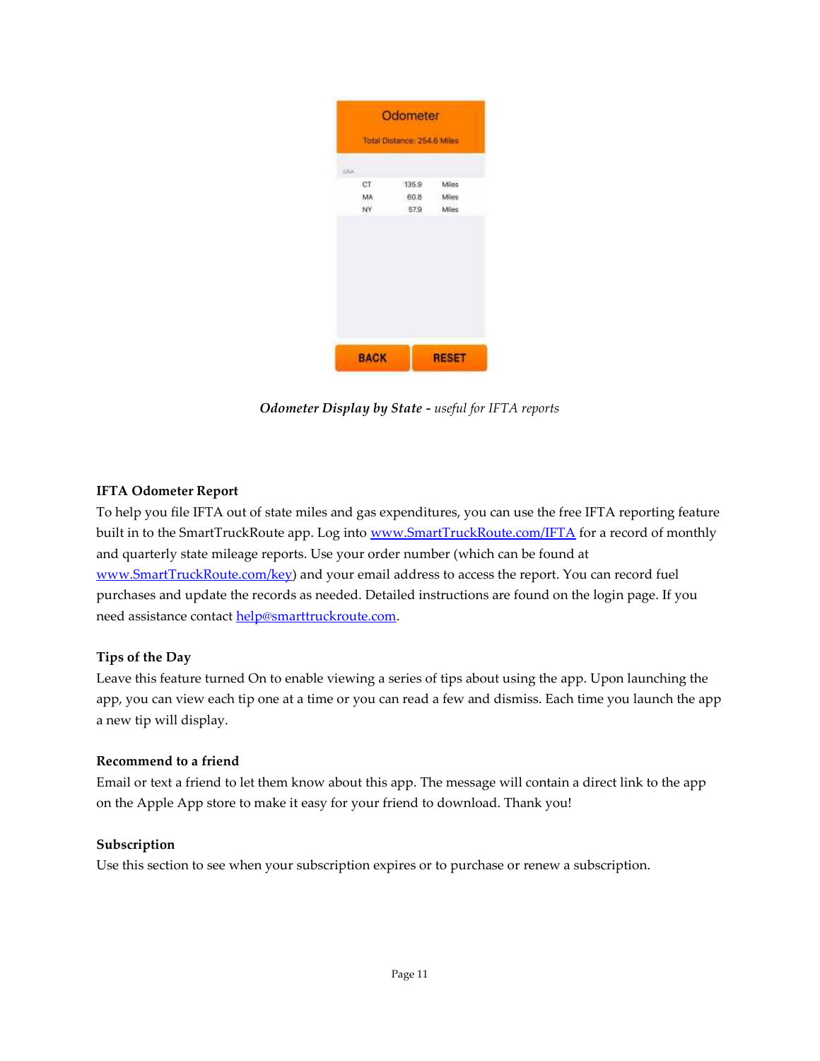*Odometer Display by State - useful for IFTA reports*

**IFTA Odometer Report**

To help you file IFTA out of state miles and gas expenditures, you can use the free IFTA reporting feature built in to the SmartTruckRoute app. Log into [www.SmartTruckRoute.com/IFTA](http://www.SmartTruckRoute.com/IFTA) for a record of monthly and quarterly state mileage reports. Use your order number (which can be found at [www.SmartTruckRoute.com/key](http://www.SmartTruckRoute.com/key)) and your email address to access the report. You can record fuel purchases and update the records as needed. Detailed instructions are found on the login page. If you need assistance contact [help@smarttruckroute.com](mailto:help@smarttruckroute.com).

**Tips of the Day**

Leave this feature turned On to enable viewing a series of tips about using the app. Upon launching the app, you can view each tip one at a time or you can read a few and dismiss. Each time you launch the app a new tip will display.

**Recommend to a friend**

Email or text a friend to let them know about this app. The message will contain a direct link to the app on the Apple App store to make it easy for your friend to download. Thank you!

**Subscription**

Use this section to see when your subscription expires or to purchase or renew a subscription.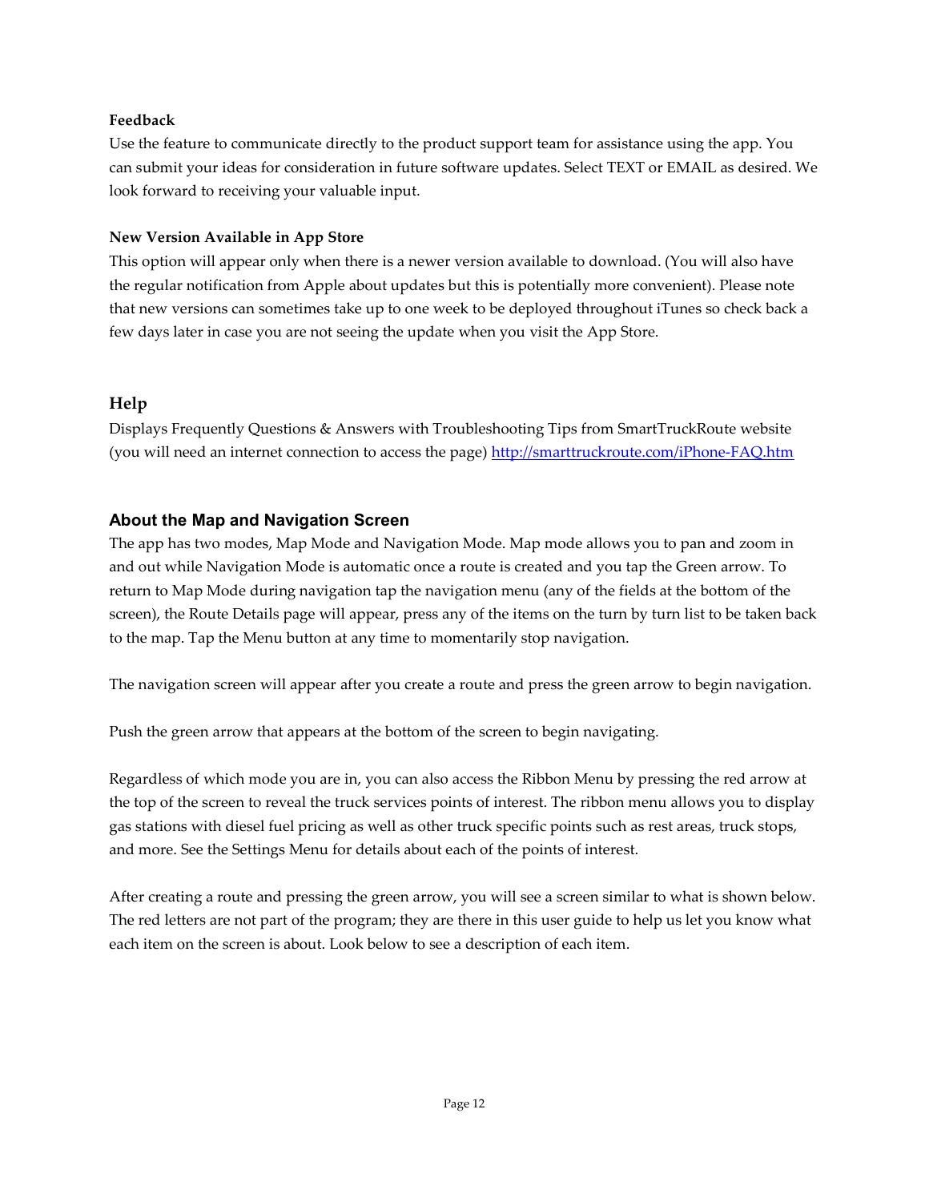**Feedback**

Use the feature to communicate directly to the product support team for assistance using the app. You can submit your ideas for consideration in future software updates. Select TEXT or EMAIL as desired. We look forward to receiving your valuable input.

**New Version Available in App Store**

This option will appear only when there is a newer version available to download. (You will also have the regular notification from Apple about updates but this is potentially more convenient). Please note that new versions can sometimes take up to one week to be deployed throughout iTunes so check back a few days later in case you are not seeing the update when you visit the App Store.

## Help

Displays Frequently Questions & Answers with Troubleshooting Tips from SmartTruckRoute website (you will need an internet connection to access the page) http://smarttruckroute.com/iPhone-FAQ.htm

## About the Map and Navigation Screen

The app has two modes, Map Mode and Navigation Mode. Map mode allows you to pan and zoom in and out while Navigation Mode is automatic once a route is created and you tap the Green arrow. To return to Map Mode during navigation tap the navigation menu (any of the fields at the bottom of the screen), the Route Details page will appear, press any of the items on the turn by turn list to be taken back to the map. Tap the Menu button at any time to momentarily stop navigation.

The navigation screen will appear after you create a route and press the green arrow to begin navigation.

Push the green arrow that appears at the bottom of the screen to begin navigating.

Regardless of which mode you are in, you can also access the Ribbon Menu by pressing the red arrow at the top of the screen to reveal the truck services points of interest. The ribbon menu allows you to display gas stations with diesel fuel pricing as well as other truck specific points such as rest areas, truck stops, and more. See the Settings Menu for details about each of the points of interest.

After creating a route and pressing the green arrow, you will see a screen similar to what is shown below. The red letters are not part of the program; they are there in this user guide to help us let you know what each item on the screen is about. Look below to see a description of each item.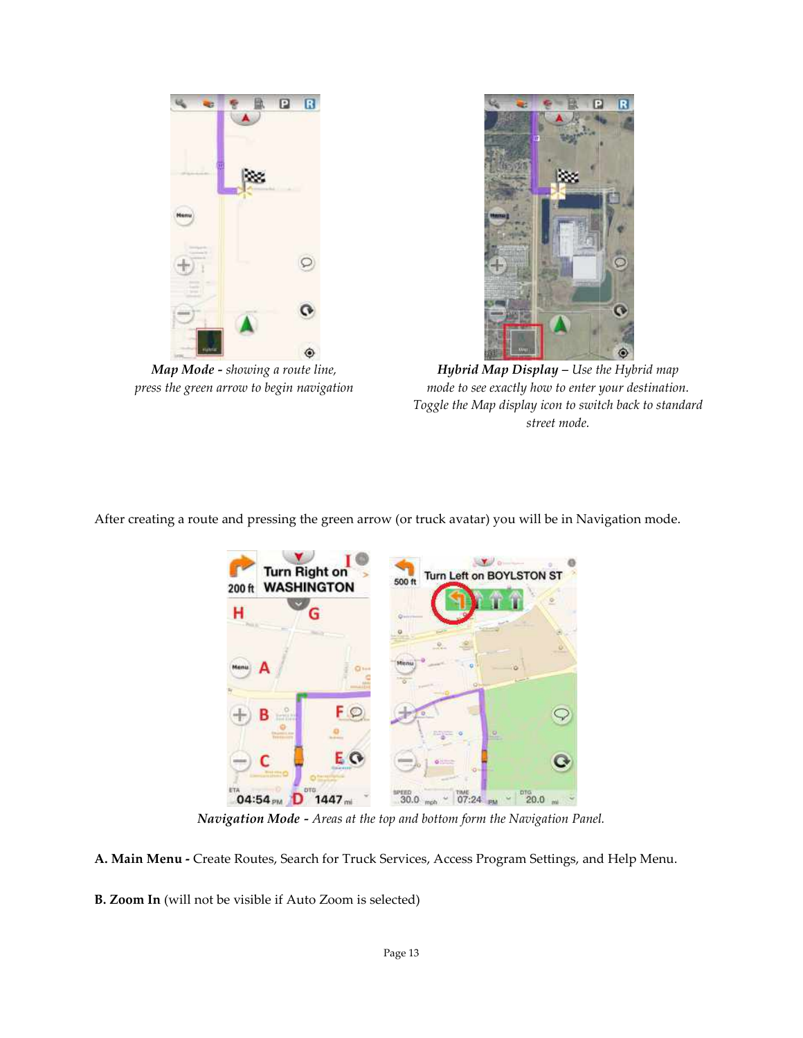***Map Mode -*** *showing a route line, press the green arrow to begin navigation*

***Hybrid Map Display –*** *Use the Hybrid map mode to see exactly how to enter your destination. Toggle the Map display icon to switch back to standard street mode.*

After creating a route and pressing the green arrow (or truck avatar) you will be in Navigation mode.

***Navigation Mode -*** *Areas at the top and bottom form the Navigation Panel.*

**A. Main Menu -** Create Routes, Search for Truck Services, Access Program Settings, and Help Menu.

**B. Zoom In** (will not be visible if Auto Zoom is selected)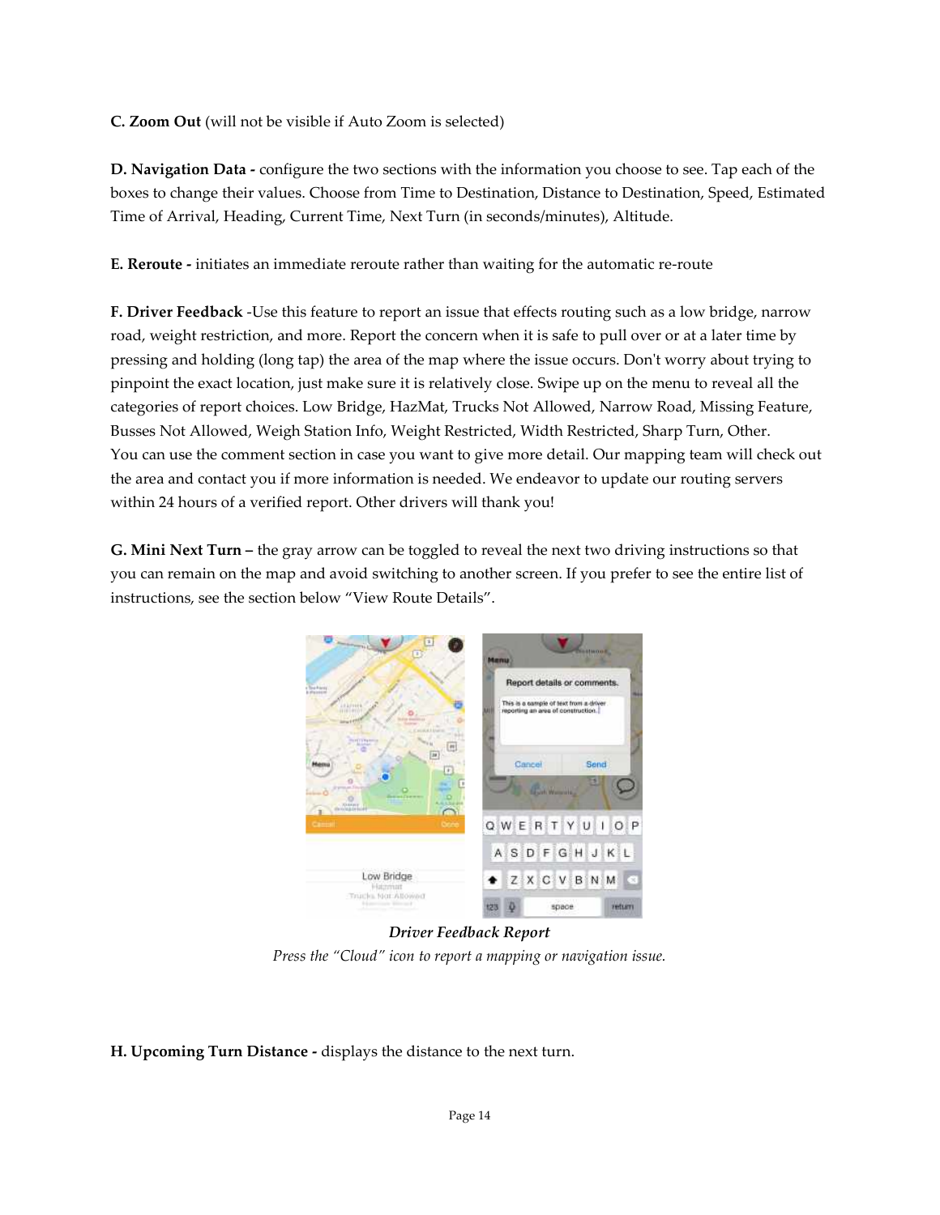**C. Zoom Out** (will not be visible if Auto Zoom is selected)

**D. Navigation Data -** configure the two sections with the information you choose to see. Tap each of the boxes to change their values. Choose from Time to Destination, Distance to Destination, Speed, Estimated Time of Arrival, Heading, Current Time, Next Turn (in seconds/minutes), Altitude.

**E. Reroute -** initiates an immediate reroute rather than waiting for the automatic re-route

**F. Driver Feedback** -Use this feature to report an issue that effects routing such as a low bridge, narrow road, weight restriction, and more. Report the concern when it is safe to pull over or at a later time by pressing and holding (long tap) the area of the map where the issue occurs. Don't worry about trying to pinpoint the exact location, just make sure it is relatively close. Swipe up on the menu to reveal all the categories of report choices. Low Bridge, HazMat, Trucks Not Allowed, Narrow Road, Missing Feature, Busses Not Allowed, Weigh Station Info, Weight Restricted, Width Restricted, Sharp Turn, Other.
You can use the comment section in case you want to give more detail. Our mapping team will check out the area and contact you if more information is needed. We endeavor to update our routing servers within 24 hours of a verified report. Other drivers will thank you!

**G. Mini Next Turn –** the gray arrow can be toggled to reveal the next two driving instructions so that you can remain on the map and avoid switching to another screen. If you prefer to see the entire list of instructions, see the section below "View Route Details".

***Driver Feedback Report***

*Press the "Cloud" icon to report a mapping or navigation issue.*

**H. Upcoming Turn Distance -** displays the distance to the next turn.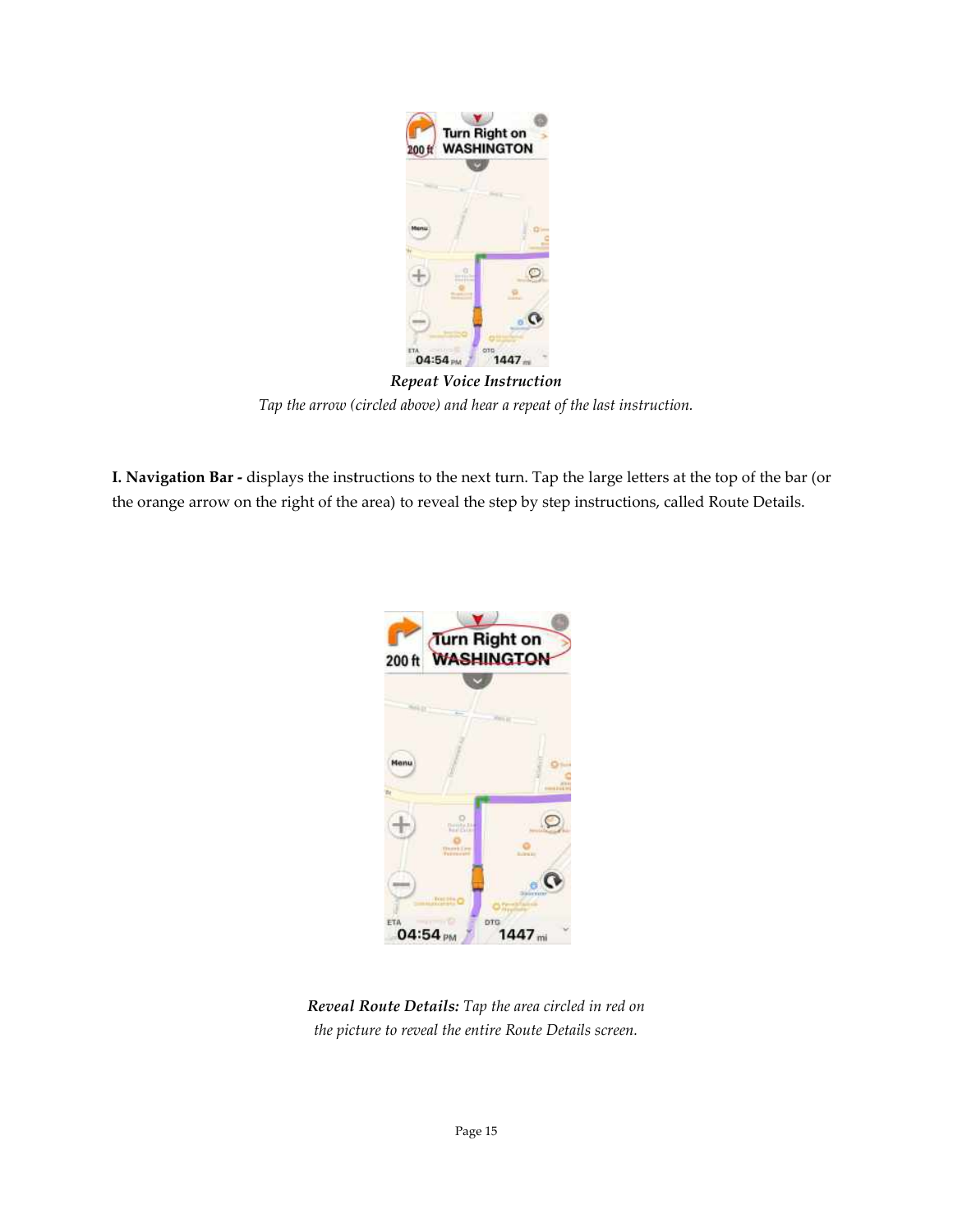***Repeat Voice Instruction***

*Tap the arrow (circled above) and hear a repeat of the last instruction.*

**I. Navigation Bar -** displays the instructions to the next turn. Tap the large letters at the top of the bar (or the orange arrow on the right of the area) to reveal the step by step instructions, called Route Details.

***Reveal Route Details:*** *Tap the area circled in red on the picture to reveal the entire Route Details screen.*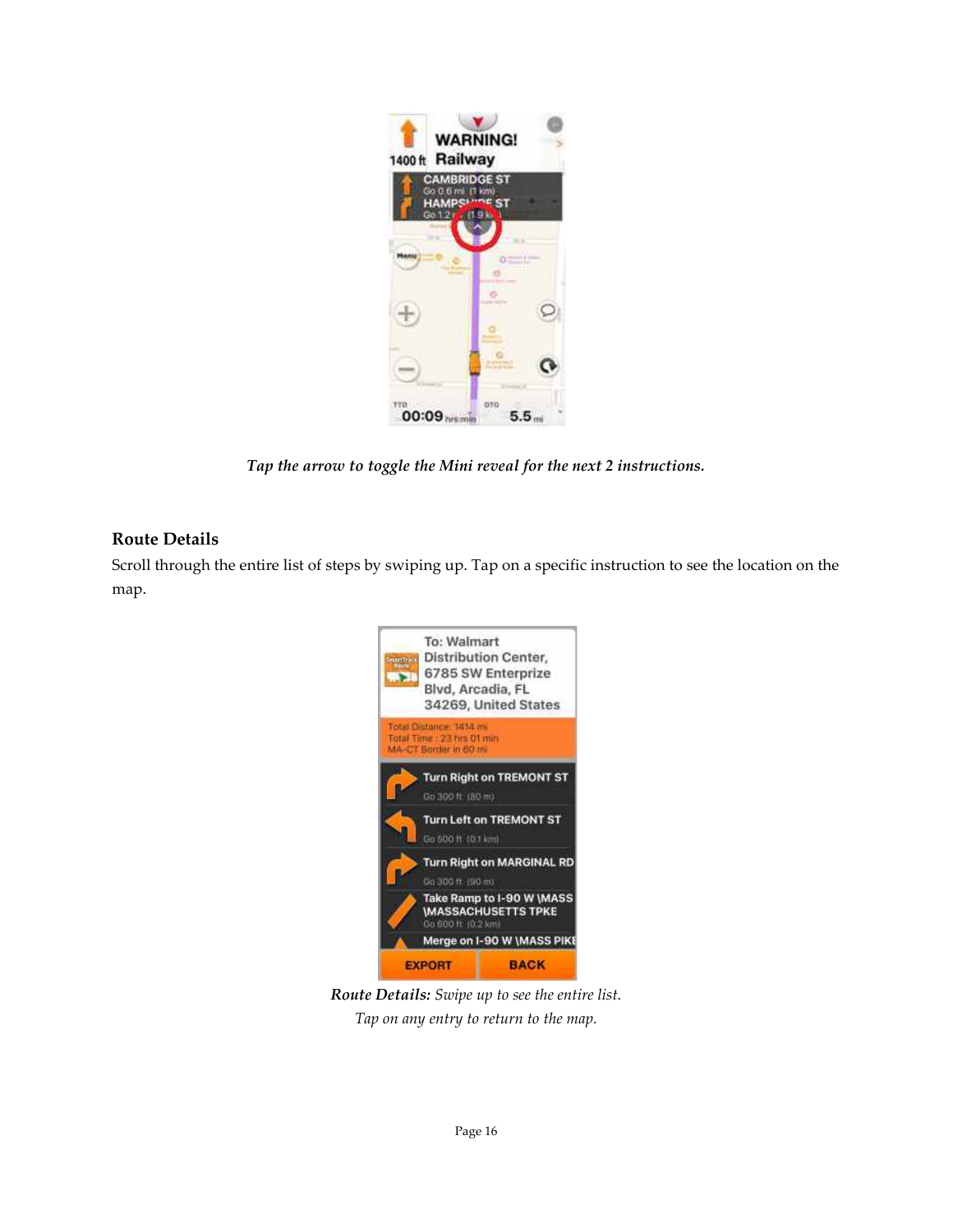*Tap the arrow to toggle the Mini reveal for the next 2 instructions.*

## Route Details

Scroll through the entire list of steps by swiping up. Tap on a specific instruction to see the location on the map.

***Route Details:*** *Swipe up to see the entire list.*
*Tap on any entry to return to the map.*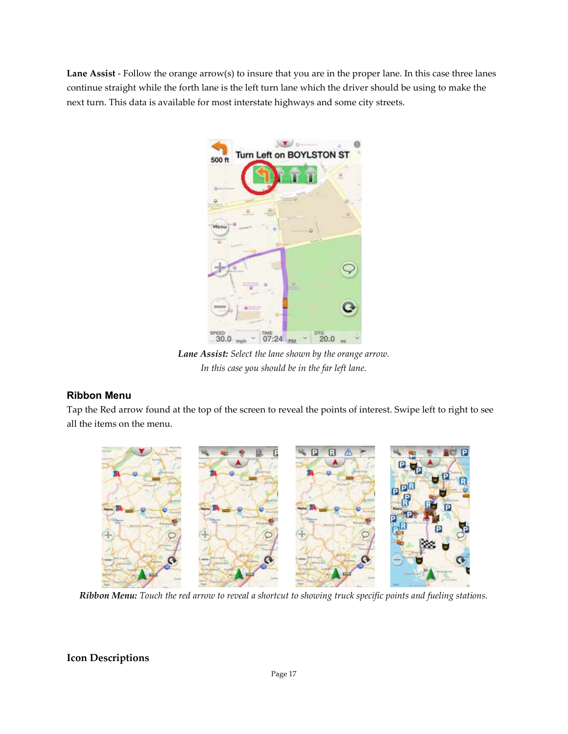**Lane Assist** - Follow the orange arrow(s) to insure that you are in the proper lane. In this case three lanes continue straight while the forth lane is the left turn lane which the driver should be using to make the next turn. This data is available for most interstate highways and some city streets.

***Lane Assist:*** *Select the lane shown by the orange arrow.*
*In this case you should be in the far left lane.*

### Ribbon Menu

Tap the Red arrow found at the top of the screen to reveal the points of interest. Swipe left to right to see all the items on the menu.

***Ribbon Menu:*** *Touch the red arrow to reveal a shortcut to showing truck specific points and fueling stations.*

## Icon Descriptions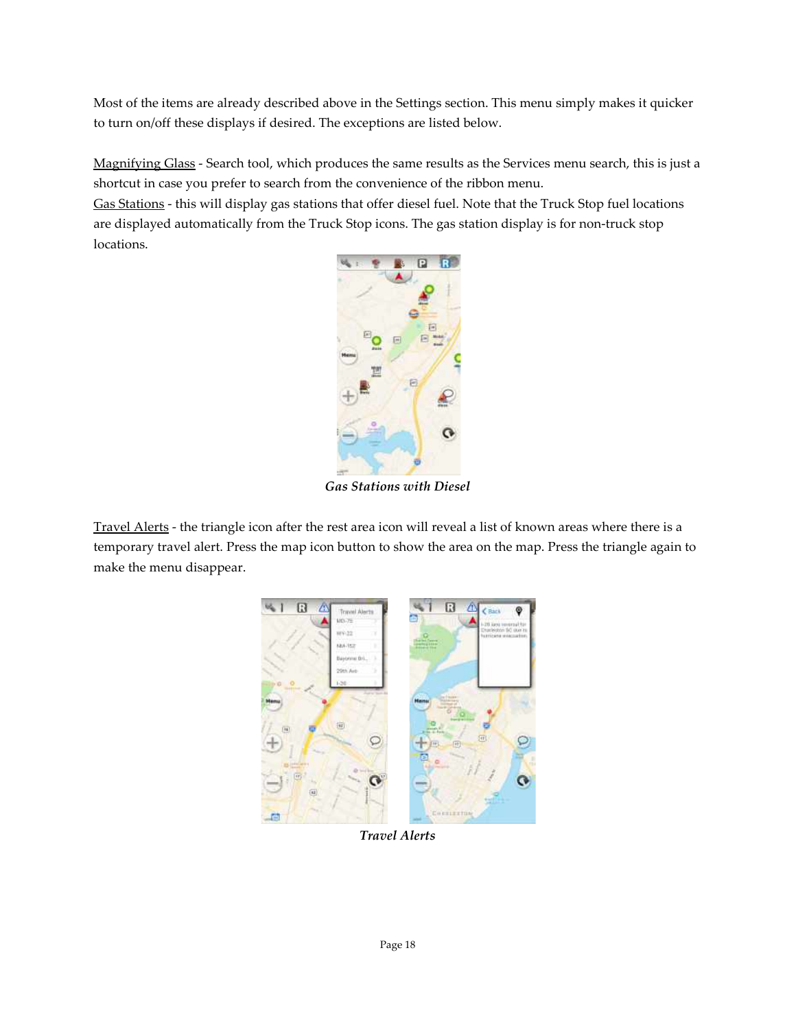Most of the items are already described above in the Settings section. This menu simply makes it quicker to turn on/off these displays if desired. The exceptions are listed below.

<u>Magnifying Glass</u> - Search tool, which produces the same results as the Services menu search, this is just a shortcut in case you prefer to search from the convenience of the ribbon menu.

<u>Gas Stations</u> - this will display gas stations that offer diesel fuel. Note that the Truck Stop fuel locations are displayed automatically from the Truck Stop icons. The gas station display is for non-truck stop locations.

***Gas Stations with Diesel***

<u>Travel Alerts</u> - the triangle icon after the rest area icon will reveal a list of known areas where there is a temporary travel alert. Press the map icon button to show the area on the map. Press the triangle again to make the menu disappear.

***Travel Alerts***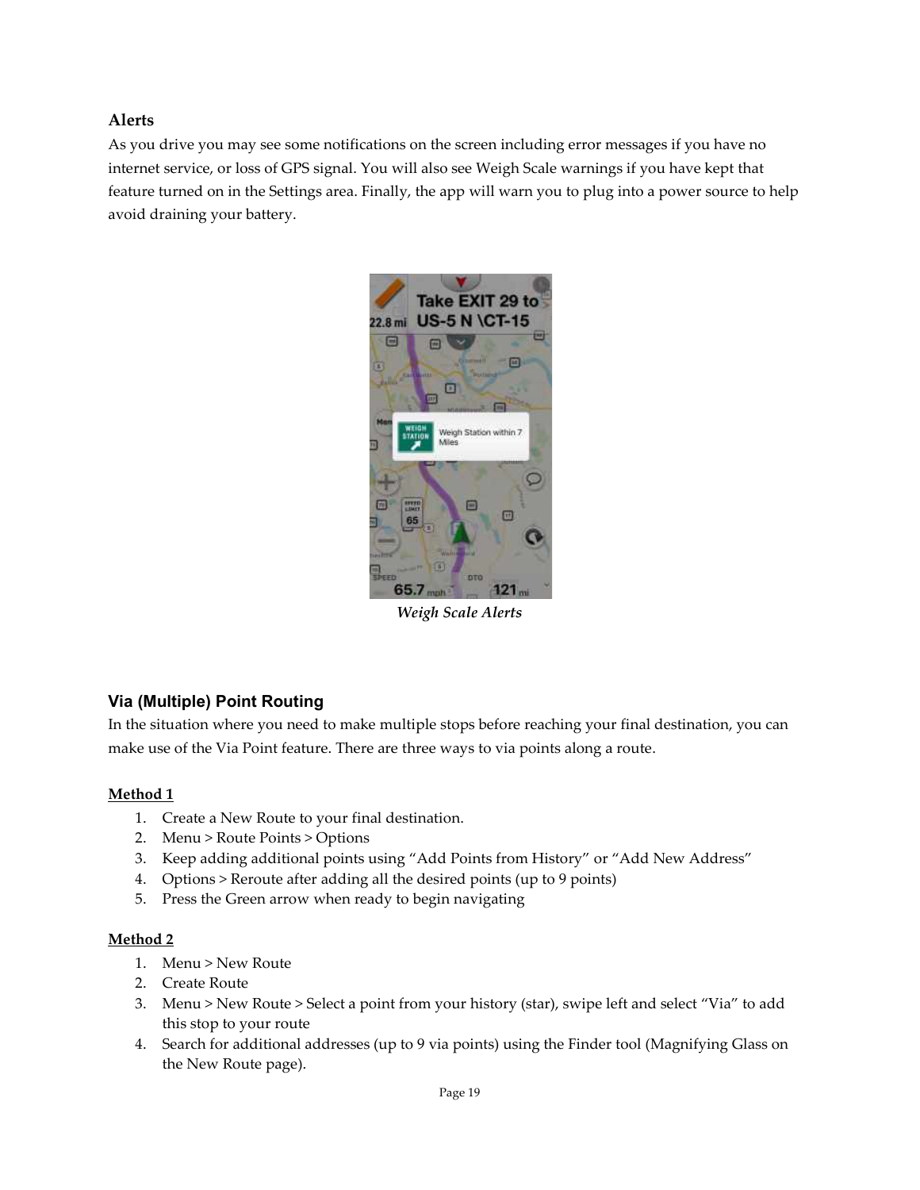## Alerts

As you drive you may see some notifications on the screen including error messages if you have no internet service, or loss of GPS signal. You will also see Weigh Scale warnings if you have kept that feature turned on in the Settings area. Finally, the app will warn you to plug into a power source to help avoid draining your battery.

*Weigh Scale Alerts*

## Via (Multiple) Point Routing

In the situation where you need to make multiple stops before reaching your final destination, you can make use of the Via Point feature. There are three ways to via points along a route.

**Method 1**

1. Create a New Route to your final destination.
2. Menu > Route Points > Options
3. Keep adding additional points using "Add Points from History" or "Add New Address"
4. Options > Reroute after adding all the desired points (up to 9 points)
5. Press the Green arrow when ready to begin navigating

**Method 2**

1. Menu > New Route
2. Create Route
3. Menu > New Route > Select a point from your history (star), swipe left and select "Via" to add this stop to your route
4. Search for additional addresses (up to 9 via points) using the Finder tool (Magnifying Glass on the New Route page).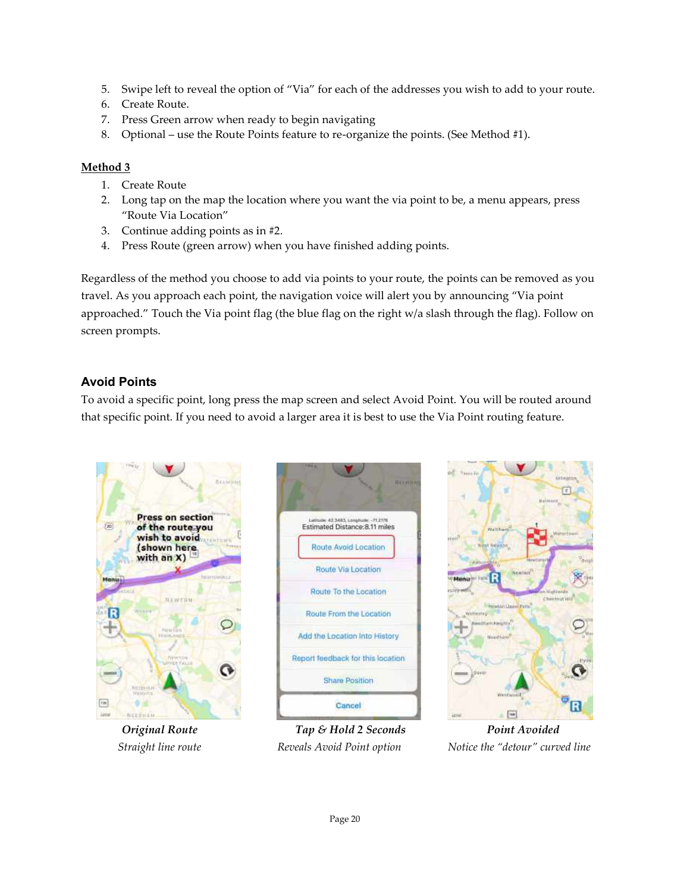5. Swipe left to reveal the option of "Via" for each of the addresses you wish to add to your route.
6. Create Route.
7. Press Green arrow when ready to begin navigating
8. Optional – use the Route Points feature to re-organize the points. (See Method #1).

**Method 3**

1. Create Route
2. Long tap on the map the location where you want the via point to be, a menu appears, press "Route Via Location"
3. Continue adding points as in #2.
4. Press Route (green arrow) when you have finished adding points.

Regardless of the method you choose to add via points to your route, the points can be removed as you travel. As you approach each point, the navigation voice will alert you by announcing "Via point approached." Touch the Via point flag (the blue flag on the right w/a slash through the flag). Follow on screen prompts.

## Avoid Points

To avoid a specific point, long press the map screen and select Avoid Point. You will be routed around that specific point. If you need to avoid a larger area it is best to use the Via Point routing feature.

***Original Route***
*Straight line route*

***Tap & Hold 2 Seconds***
*Reveals Avoid Point option*

***Point Avoided***
*Notice the "detour" curved line*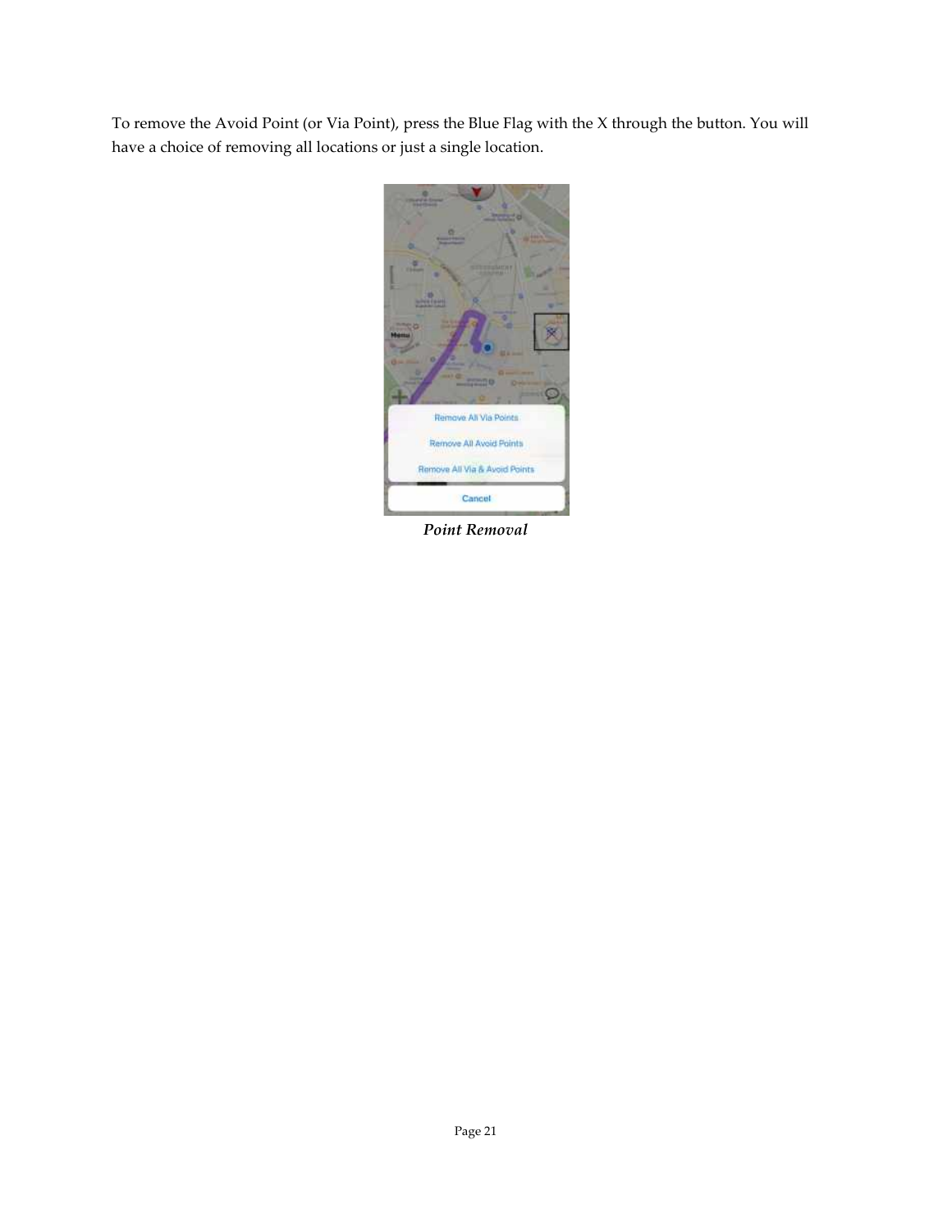To remove the Avoid Point (or Via Point), press the Blue Flag with the X through the button. You will have a choice of removing all locations or just a single location.

*Point Removal*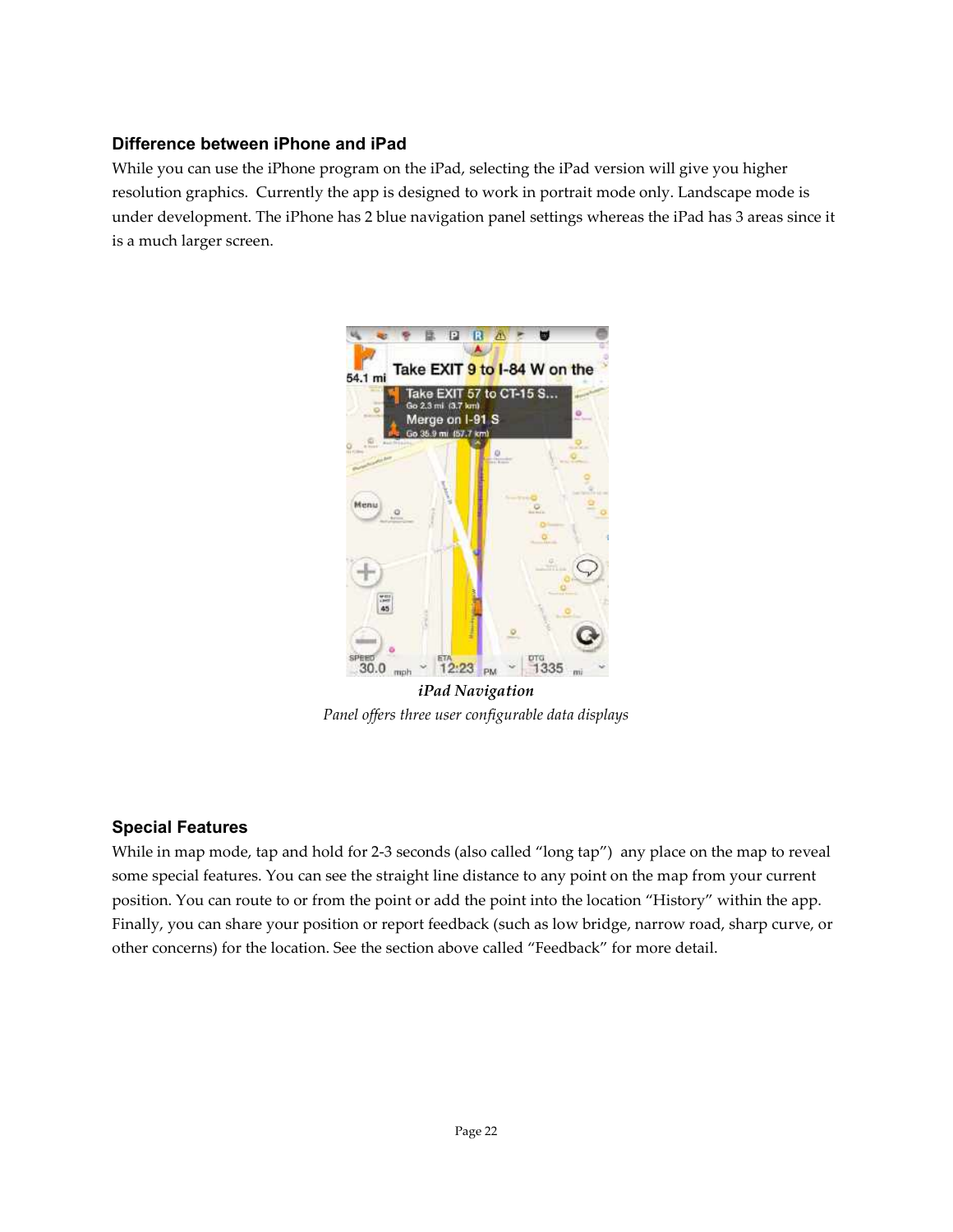### Difference between iPhone and iPad

While you can use the iPhone program on the iPad, selecting the iPad version will give you higher resolution graphics. Currently the app is designed to work in portrait mode only. Landscape mode is under development. The iPhone has 2 blue navigation panel settings whereas the iPad has 3 areas since it is a much larger screen.

***iPad Navigation***

*Panel offers three user configurable data displays*

### Special Features

While in map mode, tap and hold for 2-3 seconds (also called "long tap") any place on the map to reveal some special features. You can see the straight line distance to any point on the map from your current position. You can route to or from the point or add the point into the location "History" within the app. Finally, you can share your position or report feedback (such as low bridge, narrow road, sharp curve, or other concerns) for the location. See the section above called "Feedback" for more detail.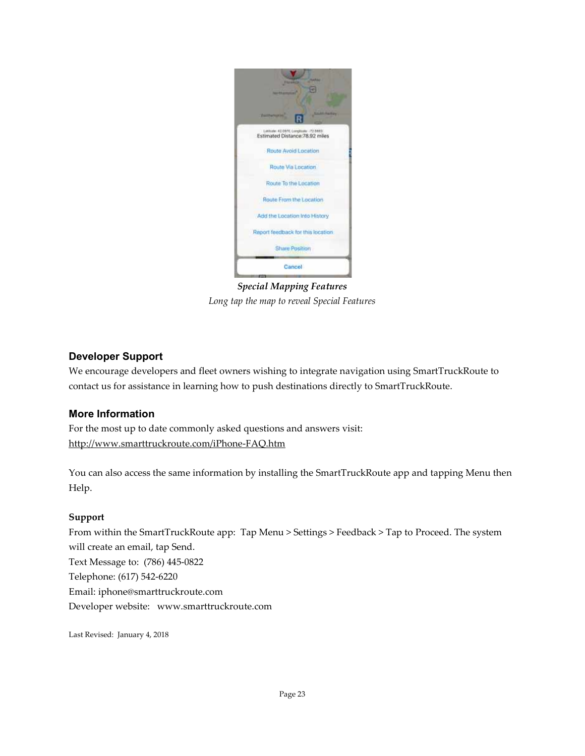*Special Mapping Features*

*Long tap the map to reveal Special Features*

## Developer Support

We encourage developers and fleet owners wishing to integrate navigation using SmartTruckRoute to contact us for assistance in learning how to push destinations directly to SmartTruckRoute.

## More Information

For the most up to date commonly asked questions and answers visit: http://www.smarttruckroute.com/iPhone-FAQ.htm

You can also access the same information by installing the SmartTruckRoute app and tapping Menu then Help.

**Support**

From within the SmartTruckRoute app: Tap Menu > Settings > Feedback > Tap to Proceed. The system will create an email, tap Send.
Text Message to: (786) 445-0822
Telephone: (617) 542-6220
Email: iphone@smarttruckroute.com
Developer website: www.smarttruckroute.com

Last Revised: January 4, 2018